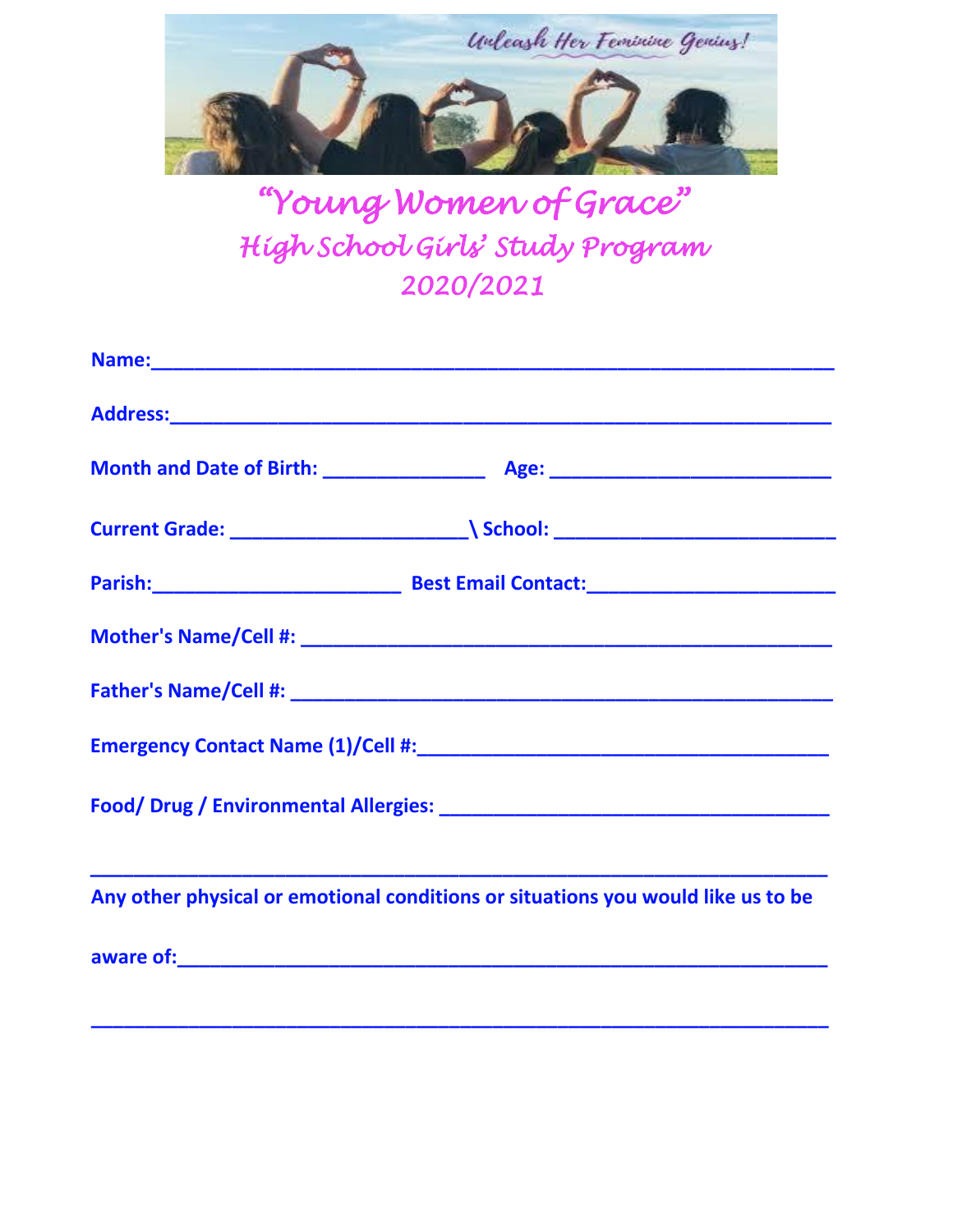Unleash Her Feminine Genius!

# "Young Women of Grace"

## High School Girls' Study Program
## 2020/2021

**Name:**___________________________________________________________

**Address:**_________________________________________________________

**Month and Date of Birth:** ______________ **Age:** _________________________

**Current Grade:** _____________________\ **School:** _________________________

**Parish:**______________________ **Best Email Contact:**______________________

**Mother's Name/Cell #:** ______________________________________________

**Father's Name/Cell #:** _______________________________________________

**Emergency Contact Name (1)/Cell #:**____________________________________

**Food/ Drug / Environmental Allergies:** __________________________________

___________________________________________________________________

**Any other physical or emotional conditions or situations you would like us to be aware of:**_________________________________________________________

___________________________________________________________________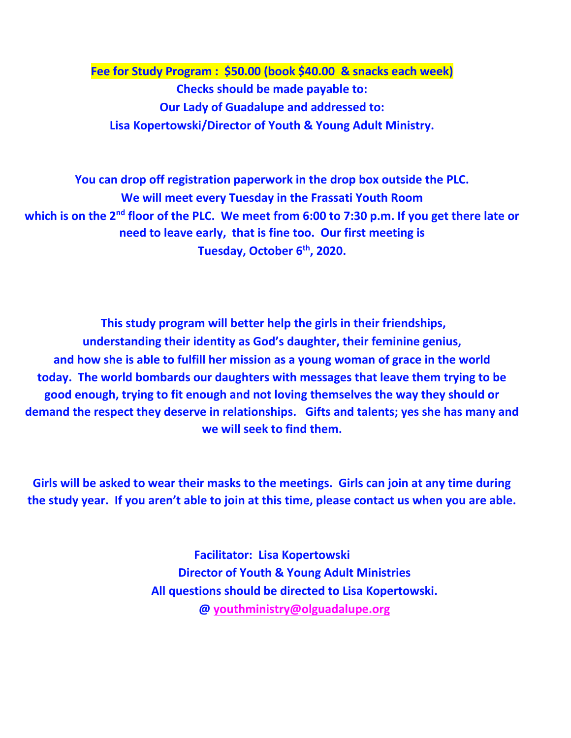**Fee for Study Program : $50.00 (book $40.00 & snacks each week)**

**Checks should be made payable to:**

**Our Lady of Guadalupe and addressed to:**

**Lisa Kopertowski/Director of Youth & Young Adult Ministry.**

**You can drop off registration paperwork in the drop box outside the PLC.**

**We will meet every Tuesday in the Frassati Youth Room which is on the 2nd floor of the PLC. We meet from 6:00 to 7:30 p.m. If you get there late or need to leave early, that is fine too. Our first meeting is Tuesday, October 6th, 2020.**

**This study program will better help the girls in their friendships, understanding their identity as God's daughter, their feminine genius, and how she is able to fulfill her mission as a young woman of grace in the world today. The world bombards our daughters with messages that leave them trying to be good enough, trying to fit enough and not loving themselves the way they should or demand the respect they deserve in relationships. Gifts and talents; yes she has many and we will seek to find them.**

**Girls will be asked to wear their masks to the meetings. Girls can join at any time during the study year. If you aren't able to join at this time, please contact us when you are able.**

**Facilitator: Lisa Kopertowski**

**Director of Youth & Young Adult Ministries**

**All questions should be directed to Lisa Kopertowski.**

**@ youthministry@olguadalupe.org**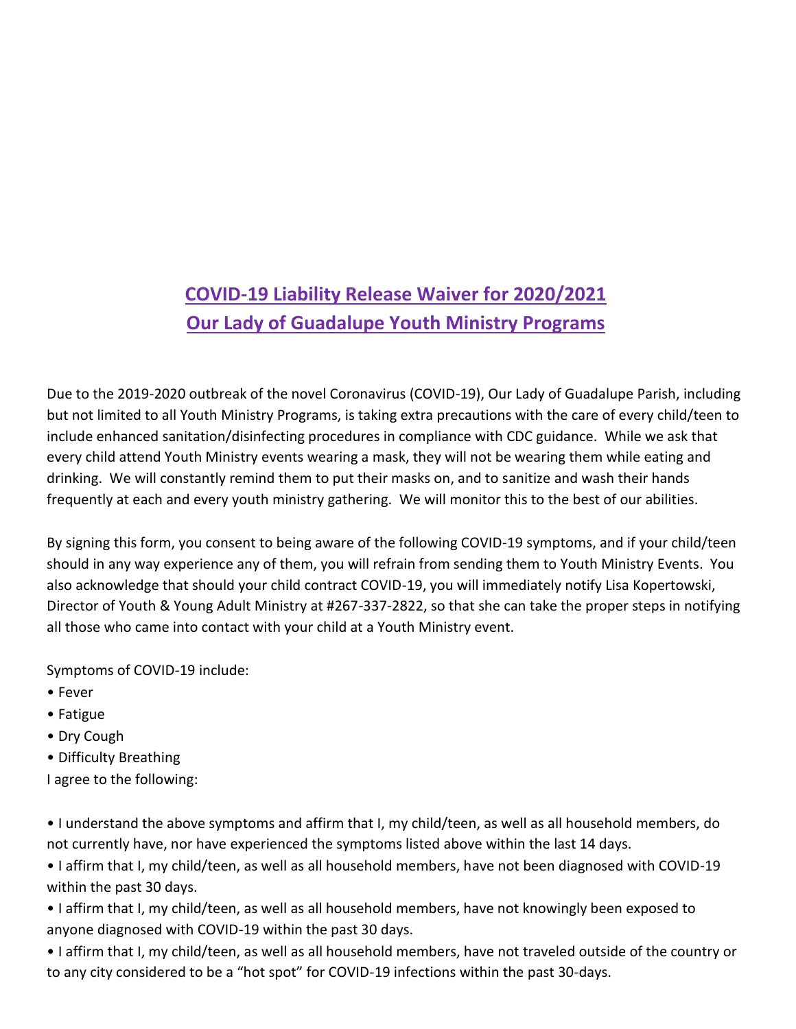# COVID-19 Liability Release Waiver for 2020/2021
# Our Lady of Guadalupe Youth Ministry Programs

Due to the 2019-2020 outbreak of the novel Coronavirus (COVID-19), Our Lady of Guadalupe Parish, including but not limited to all Youth Ministry Programs, is taking extra precautions with the care of every child/teen to include enhanced sanitation/disinfecting procedures in compliance with CDC guidance. While we ask that every child attend Youth Ministry events wearing a mask, they will not be wearing them while eating and drinking. We will constantly remind them to put their masks on, and to sanitize and wash their hands frequently at each and every youth ministry gathering. We will monitor this to the best of our abilities.

By signing this form, you consent to being aware of the following COVID-19 symptoms, and if your child/teen should in any way experience any of them, you will refrain from sending them to Youth Ministry Events. You also acknowledge that should your child contract COVID-19, you will immediately notify Lisa Kopertowski, Director of Youth & Young Adult Ministry at #267-337-2822, so that she can take the proper steps in notifying all those who came into contact with your child at a Youth Ministry event.

Symptoms of COVID-19 include:

- Fever
- Fatigue
- Dry Cough
- Difficulty Breathing

I agree to the following:

- I understand the above symptoms and affirm that I, my child/teen, as well as all household members, do not currently have, nor have experienced the symptoms listed above within the last 14 days.
- I affirm that I, my child/teen, as well as all household members, have not been diagnosed with COVID-19 within the past 30 days.
- I affirm that I, my child/teen, as well as all household members, have not knowingly been exposed to anyone diagnosed with COVID-19 within the past 30 days.
- I affirm that I, my child/teen, as well as all household members, have not traveled outside of the country or to any city considered to be a "hot spot" for COVID-19 infections within the past 30-days.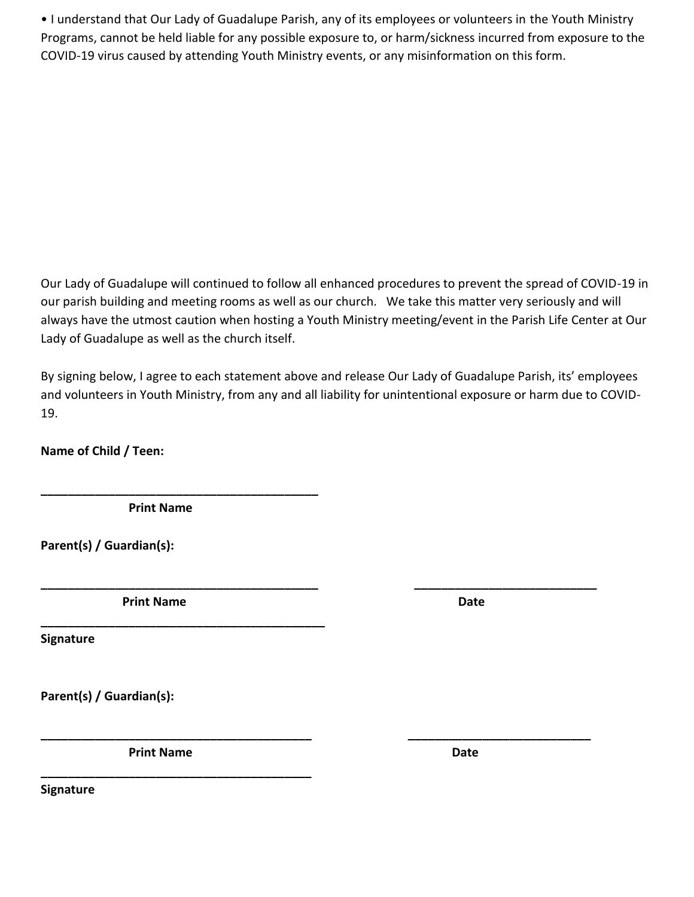• I understand that Our Lady of Guadalupe Parish, any of its employees or volunteers in the Youth Ministry Programs, cannot be held liable for any possible exposure to, or harm/sickness incurred from exposure to the COVID-19 virus caused by attending Youth Ministry events, or any misinformation on this form.

Our Lady of Guadalupe will continued to follow all enhanced procedures to prevent the spread of COVID-19 in our parish building and meeting rooms as well as our church. We take this matter very seriously and will always have the utmost caution when hosting a Youth Ministry meeting/event in the Parish Life Center at Our Lady of Guadalupe as well as the church itself.

By signing below, I agree to each statement above and release Our Lady of Guadalupe Parish, its' employees and volunteers in Youth Ministry, from any and all liability for unintentional exposure or harm due to COVID-19.

**Name of Child / Teen:**

\_\_\_\_\_\_\_\_\_\_\_\_\_\_\_\_\_\_\_\_\_\_\_\_\_\_\_\_\_\_\_\_\_\_\_\_\_\_\_\_\_\_

**Print Name**

**Parent(s) / Guardian(s):**

\_\_\_\_\_\_\_\_\_\_\_\_\_\_\_\_\_\_\_\_\_\_\_\_\_\_\_\_\_\_\_\_\_\_\_\_\_\_\_\_\_\_ \_\_\_\_\_\_\_\_\_\_\_\_\_\_\_\_\_\_\_\_\_\_\_\_\_\_\_\_

**Print Name** **Date**

\_\_\_\_\_\_\_\_\_\_\_\_\_\_\_\_\_\_\_\_\_\_\_\_\_\_\_\_\_\_\_\_\_\_\_\_\_\_\_\_\_\_

**Signature**

**Parent(s) / Guardian(s):**

\_\_\_\_\_\_\_\_\_\_\_\_\_\_\_\_\_\_\_\_\_\_\_\_\_\_\_\_\_\_\_\_\_\_\_\_\_\_\_\_\_\_ \_\_\_\_\_\_\_\_\_\_\_\_\_\_\_\_\_\_\_\_\_\_\_\_\_\_\_\_

**Print Name** **Date**

\_\_\_\_\_\_\_\_\_\_\_\_\_\_\_\_\_\_\_\_\_\_\_\_\_\_\_\_\_\_\_\_\_\_\_\_\_\_\_\_\_\_

**Signature**